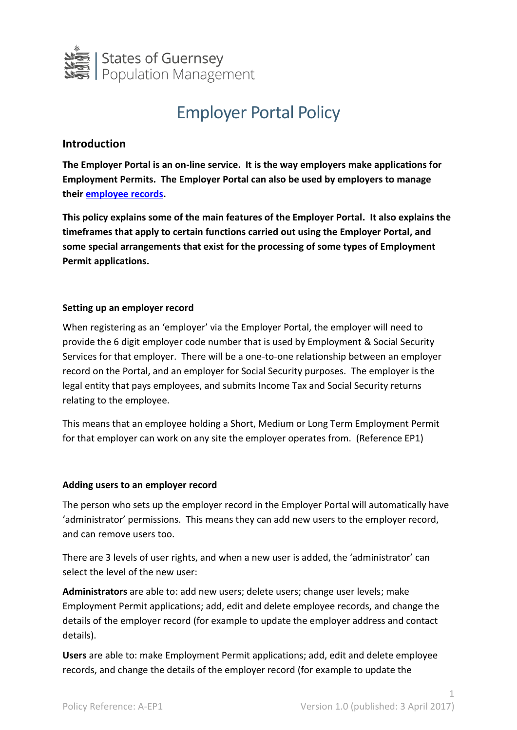States of Guernsey
Population Management

# Employer Portal Policy

## Introduction

**The Employer Portal is an on-line service. It is the way employers make applications for Employment Permits. The Employer Portal can also be used by employers to manage their [employee records](employee records).**

**This policy explains some of the main features of the Employer Portal. It also explains the timeframes that apply to certain functions carried out using the Employer Portal, and some special arrangements that exist for the processing of some types of Employment Permit applications.**

### Setting up an employer record

When registering as an 'employer' via the Employer Portal, the employer will need to provide the 6 digit employer code number that is used by Employment & Social Security Services for that employer. There will be a one-to-one relationship between an employer record on the Portal, and an employer for Social Security purposes. The employer is the legal entity that pays employees, and submits Income Tax and Social Security returns relating to the employee.

This means that an employee holding a Short, Medium or Long Term Employment Permit for that employer can work on any site the employer operates from. (Reference EP1)

### Adding users to an employer record

The person who sets up the employer record in the Employer Portal will automatically have 'administrator' permissions. This means they can add new users to the employer record, and can remove users too.

There are 3 levels of user rights, and when a new user is added, the 'administrator' can select the level of the new user:

**Administrators** are able to: add new users; delete users; change user levels; make Employment Permit applications; add, edit and delete employee records, and change the details of the employer record (for example to update the employer address and contact details).

**Users** are able to: make Employment Permit applications; add, edit and delete employee records, and change the details of the employer record (for example to update the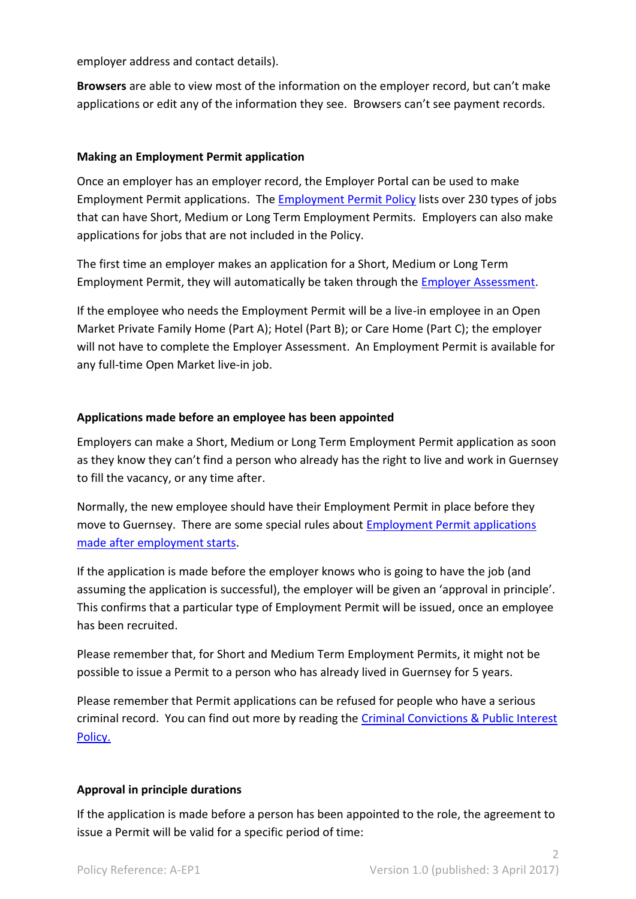employer address and contact details).

**Browsers** are able to view most of the information on the employer record, but can't make applications or edit any of the information they see. Browsers can't see payment records.

### Making an Employment Permit application

Once an employer has an employer record, the Employer Portal can be used to make Employment Permit applications. The Employment Permit Policy lists over 230 types of jobs that can have Short, Medium or Long Term Employment Permits. Employers can also make applications for jobs that are not included in the Policy.

The first time an employer makes an application for a Short, Medium or Long Term Employment Permit, they will automatically be taken through the Employer Assessment.

If the employee who needs the Employment Permit will be a live-in employee in an Open Market Private Family Home (Part A); Hotel (Part B); or Care Home (Part C); the employer will not have to complete the Employer Assessment. An Employment Permit is available for any full-time Open Market live-in job.

### Applications made before an employee has been appointed

Employers can make a Short, Medium or Long Term Employment Permit application as soon as they know they can't find a person who already has the right to live and work in Guernsey to fill the vacancy, or any time after.

Normally, the new employee should have their Employment Permit in place before they move to Guernsey. There are some special rules about Employment Permit applications made after employment starts.

If the application is made before the employer knows who is going to have the job (and assuming the application is successful), the employer will be given an 'approval in principle'. This confirms that a particular type of Employment Permit will be issued, once an employee has been recruited.

Please remember that, for Short and Medium Term Employment Permits, it might not be possible to issue a Permit to a person who has already lived in Guernsey for 5 years.

Please remember that Permit applications can be refused for people who have a serious criminal record. You can find out more by reading the Criminal Convictions & Public Interest Policy.

### Approval in principle durations

If the application is made before a person has been appointed to the role, the agreement to issue a Permit will be valid for a specific period of time: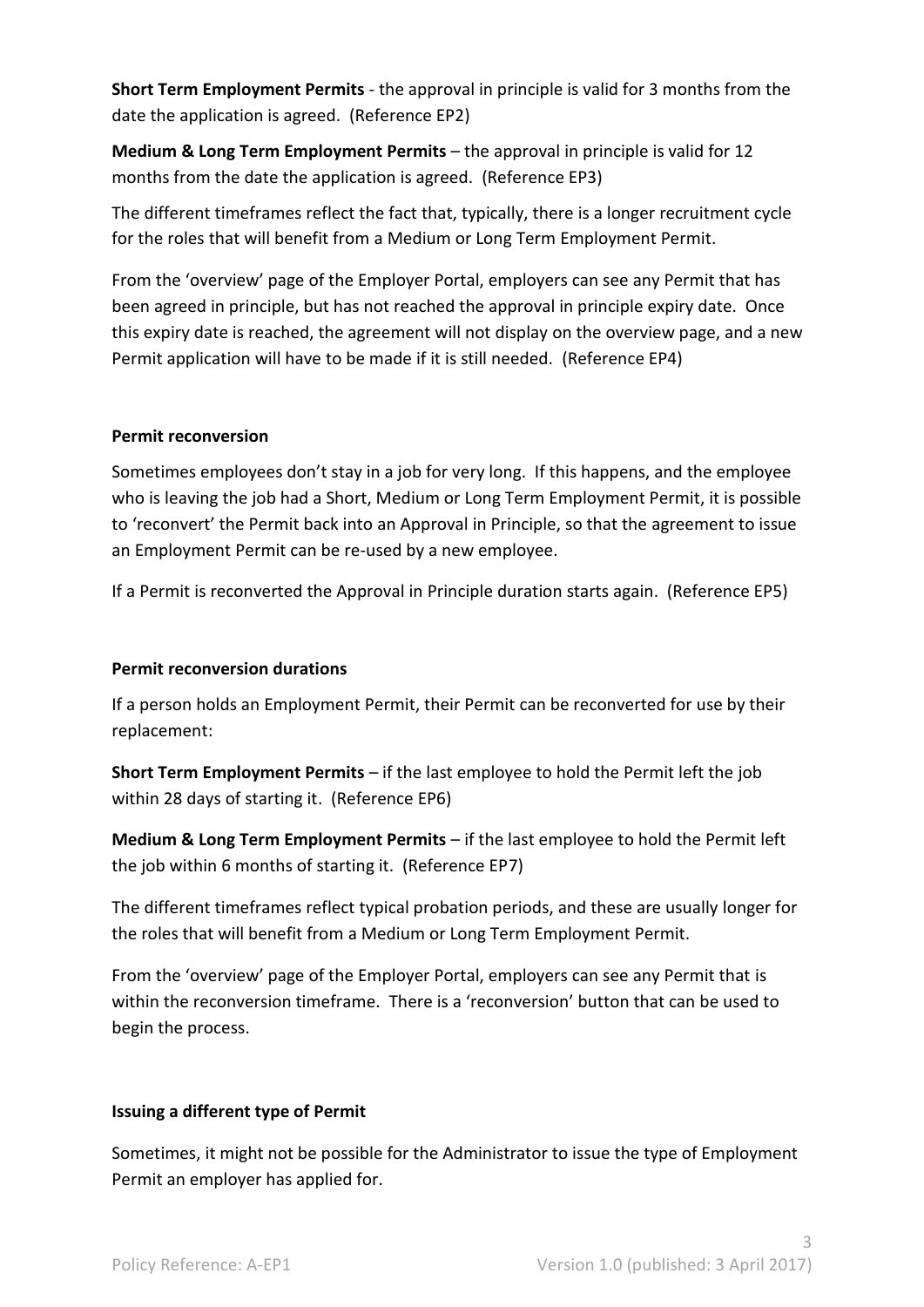**Short Term Employment Permits** - the approval in principle is valid for 3 months from the date the application is agreed. (Reference EP2)

**Medium & Long Term Employment Permits** – the approval in principle is valid for 12 months from the date the application is agreed. (Reference EP3)

The different timeframes reflect the fact that, typically, there is a longer recruitment cycle for the roles that will benefit from a Medium or Long Term Employment Permit.

From the 'overview' page of the Employer Portal, employers can see any Permit that has been agreed in principle, but has not reached the approval in principle expiry date. Once this expiry date is reached, the agreement will not display on the overview page, and a new Permit application will have to be made if it is still needed. (Reference EP4)

**Permit reconversion**

Sometimes employees don't stay in a job for very long. If this happens, and the employee who is leaving the job had a Short, Medium or Long Term Employment Permit, it is possible to 'reconvert' the Permit back into an Approval in Principle, so that the agreement to issue an Employment Permit can be re-used by a new employee.

If a Permit is reconverted the Approval in Principle duration starts again. (Reference EP5)

**Permit reconversion durations**

If a person holds an Employment Permit, their Permit can be reconverted for use by their replacement:

**Short Term Employment Permits** – if the last employee to hold the Permit left the job within 28 days of starting it. (Reference EP6)

**Medium & Long Term Employment Permits** – if the last employee to hold the Permit left the job within 6 months of starting it. (Reference EP7)

The different timeframes reflect typical probation periods, and these are usually longer for the roles that will benefit from a Medium or Long Term Employment Permit.

From the 'overview' page of the Employer Portal, employers can see any Permit that is within the reconversion timeframe. There is a 'reconversion' button that can be used to begin the process.

**Issuing a different type of Permit**

Sometimes, it might not be possible for the Administrator to issue the type of Employment Permit an employer has applied for.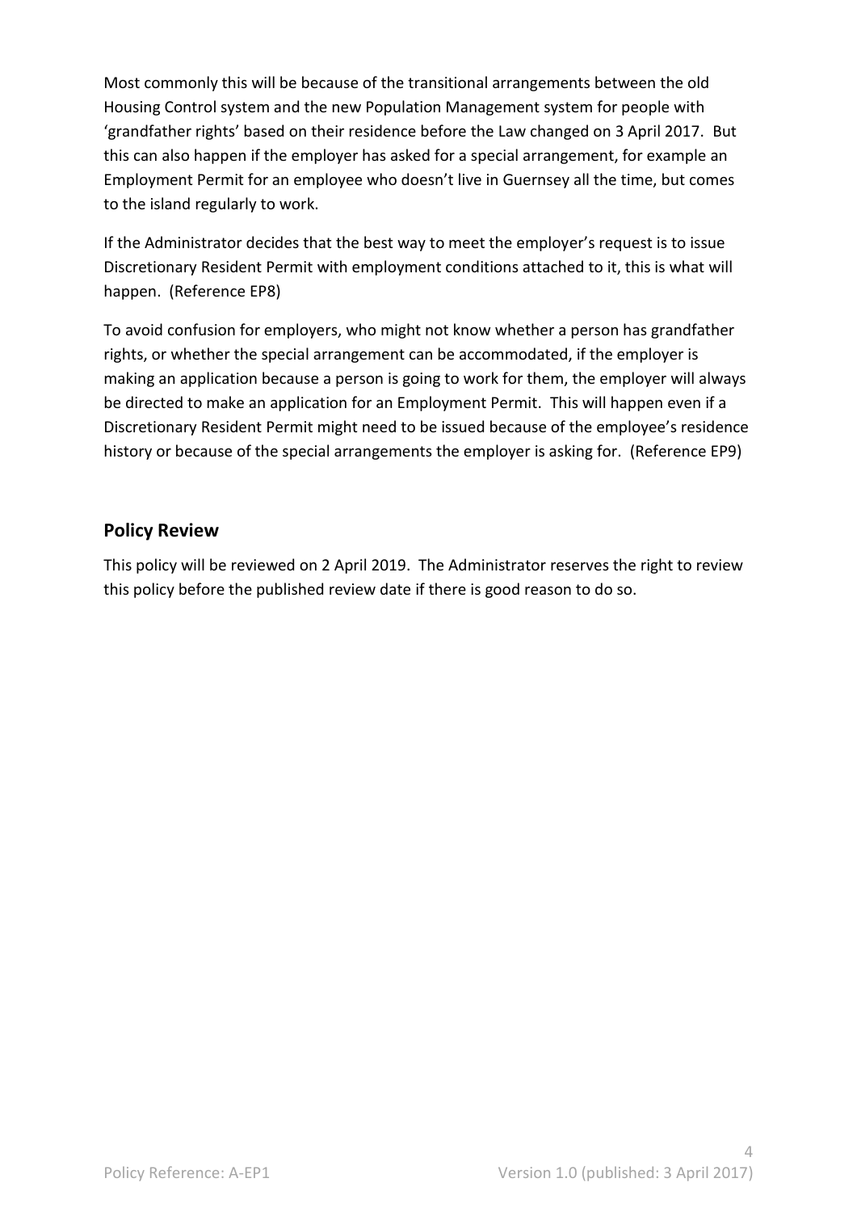Most commonly this will be because of the transitional arrangements between the old Housing Control system and the new Population Management system for people with 'grandfather rights' based on their residence before the Law changed on 3 April 2017. But this can also happen if the employer has asked for a special arrangement, for example an Employment Permit for an employee who doesn't live in Guernsey all the time, but comes to the island regularly to work.

If the Administrator decides that the best way to meet the employer's request is to issue Discretionary Resident Permit with employment conditions attached to it, this is what will happen. (Reference EP8)

To avoid confusion for employers, who might not know whether a person has grandfather rights, or whether the special arrangement can be accommodated, if the employer is making an application because a person is going to work for them, the employer will always be directed to make an application for an Employment Permit. This will happen even if a Discretionary Resident Permit might need to be issued because of the employee's residence history or because of the special arrangements the employer is asking for. (Reference EP9)

## Policy Review

This policy will be reviewed on 2 April 2019. The Administrator reserves the right to review this policy before the published review date if there is good reason to do so.